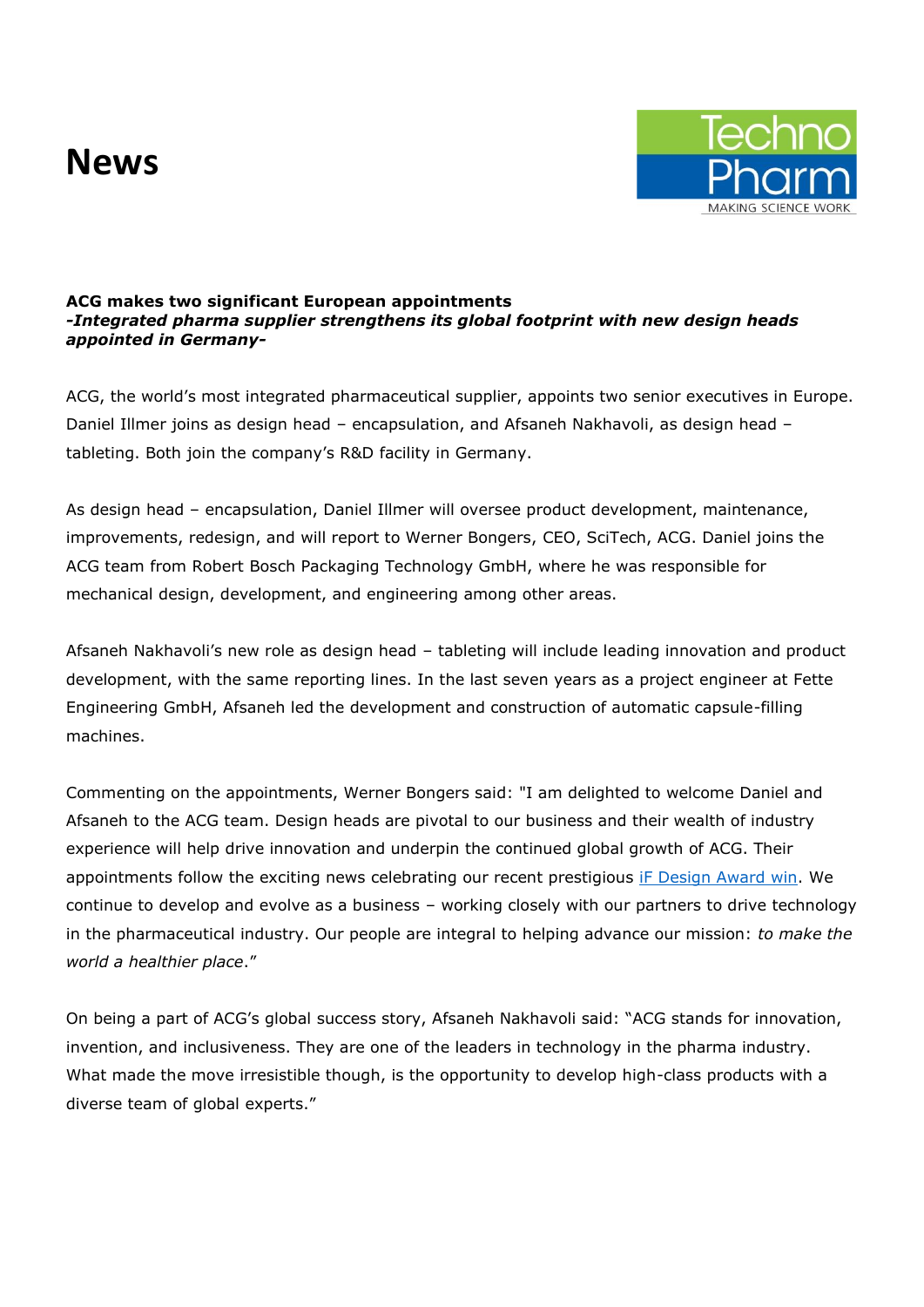# News

Techno Pharm
MAKING SCIENCE WORK

**ACG makes two significant European appointments**
***-Integrated pharma supplier strengthens its global footprint with new design heads appointed in Germany-***

ACG, the world's most integrated pharmaceutical supplier, appoints two senior executives in Europe. Daniel Illmer joins as design head – encapsulation, and Afsaneh Nakhavoli, as design head – tableting. Both join the company's R&D facility in Germany.

As design head – encapsulation, Daniel Illmer will oversee product development, maintenance, improvements, redesign, and will report to Werner Bongers, CEO, SciTech, ACG. Daniel joins the ACG team from Robert Bosch Packaging Technology GmbH, where he was responsible for mechanical design, development, and engineering among other areas.

Afsaneh Nakhavoli's new role as design head – tableting will include leading innovation and product development, with the same reporting lines. In the last seven years as a project engineer at Fette Engineering GmbH, Afsaneh led the development and construction of automatic capsule-filling machines.

Commenting on the appointments, Werner Bongers said: "I am delighted to welcome Daniel and Afsaneh to the ACG team. Design heads are pivotal to our business and their wealth of industry experience will help drive innovation and underpin the continued global growth of ACG. Their appointments follow the exciting news celebrating our recent prestigious iF Design Award win. We continue to develop and evolve as a business – working closely with our partners to drive technology in the pharmaceutical industry. Our people are integral to helping advance our mission: *to make the world a healthier place*."

On being a part of ACG's global success story, Afsaneh Nakhavoli said: "ACG stands for innovation, invention, and inclusiveness. They are one of the leaders in technology in the pharma industry. What made the move irresistible though, is the opportunity to develop high-class products with a diverse team of global experts."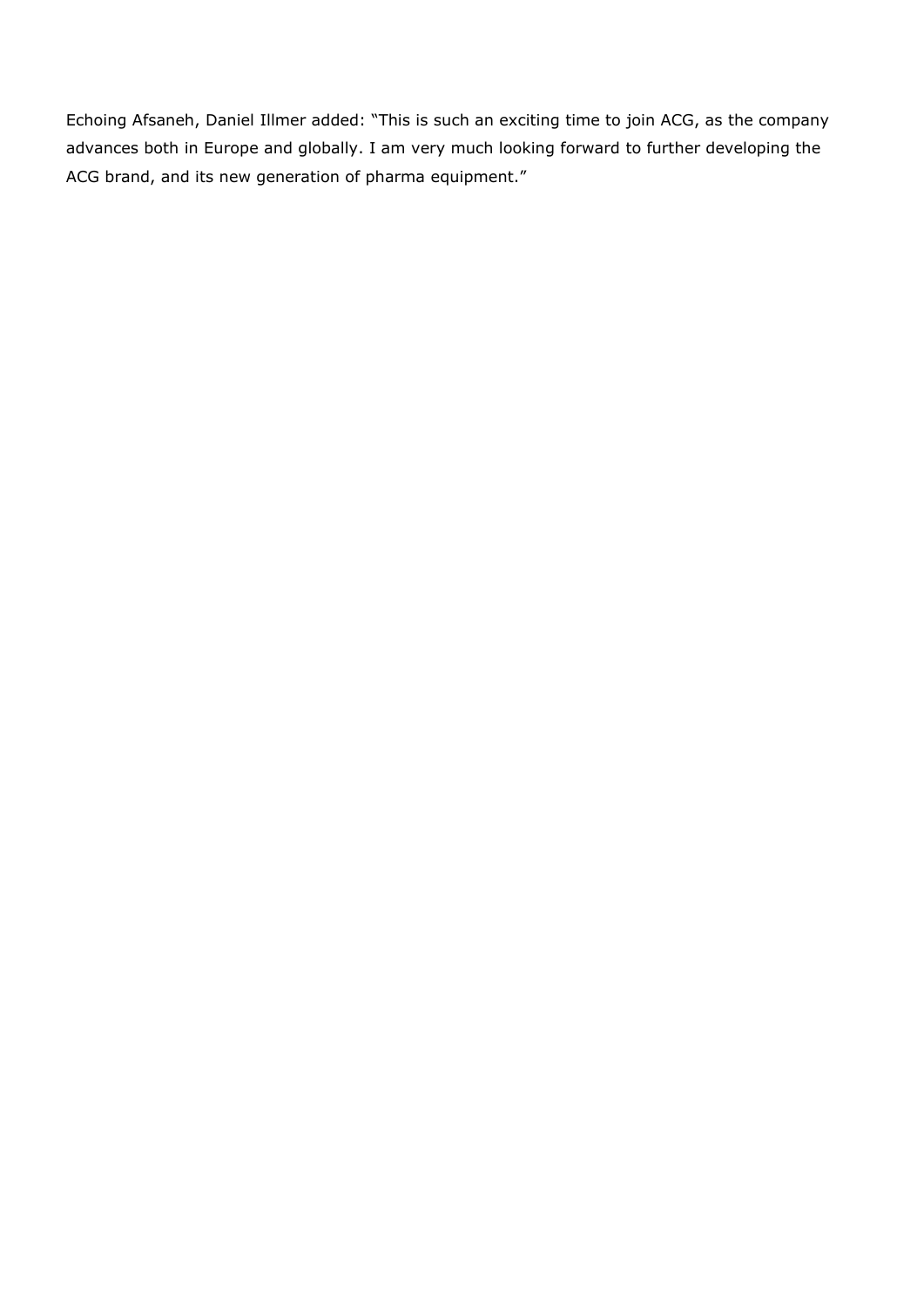Echoing Afsaneh, Daniel Illmer added: “This is such an exciting time to join ACG, as the company advances both in Europe and globally. I am very much looking forward to further developing the ACG brand, and its new generation of pharma equipment.”